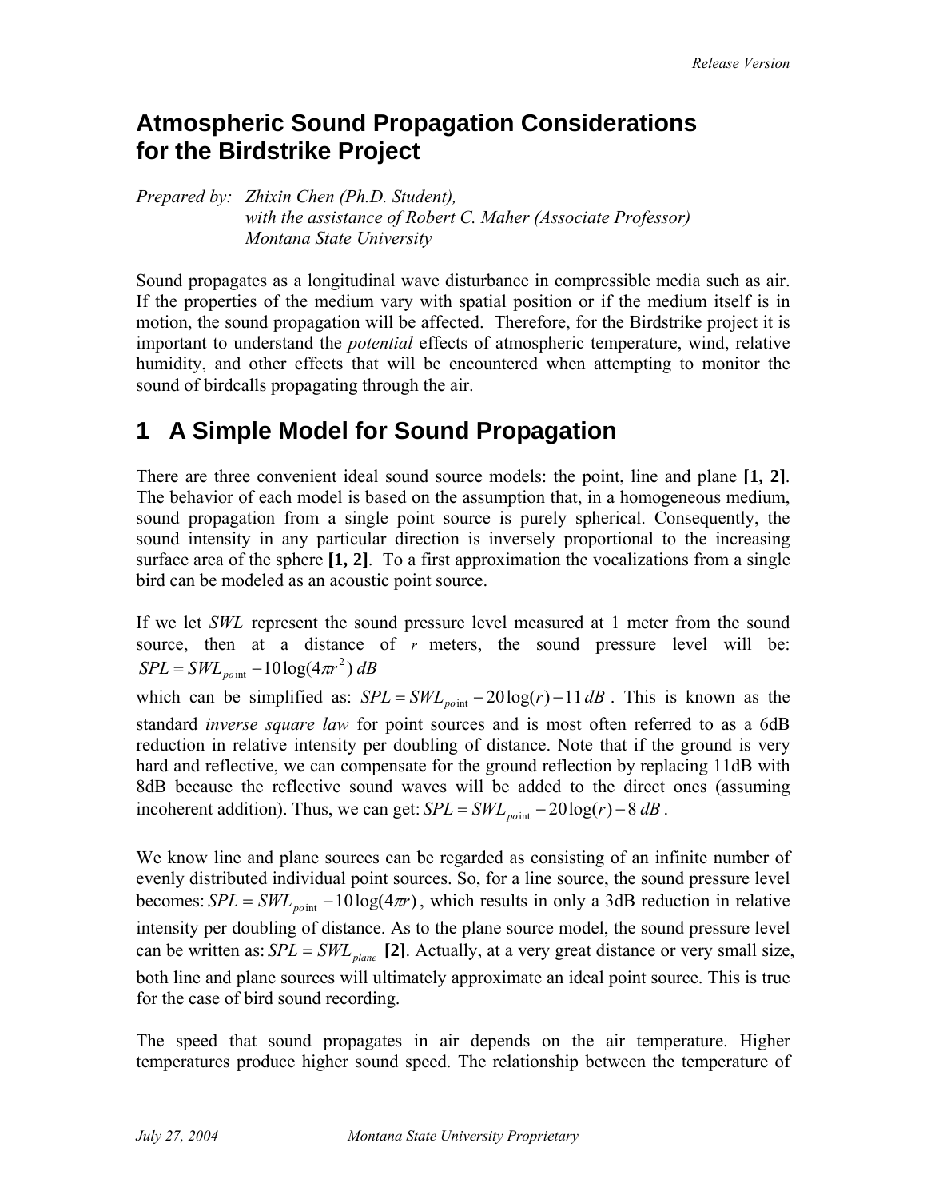# Atmospheric Sound Propagation Considerations for the Birdstrike Project

*Prepared by: Zhixin Chen (Ph.D. Student),*
*with the assistance of Robert C. Maher (Associate Professor)*
*Montana State University*

Sound propagates as a longitudinal wave disturbance in compressible media such as air. If the properties of the medium vary with spatial position or if the medium itself is in motion, the sound propagation will be affected. Therefore, for the Birdstrike project it is important to understand the *potential* effects of atmospheric temperature, wind, relative humidity, and other effects that will be encountered when attempting to monitor the sound of birdcalls propagating through the air.

## 1 A Simple Model for Sound Propagation

There are three convenient ideal sound source models: the point, line and plane **[1, 2]**. The behavior of each model is based on the assumption that, in a homogeneous medium, sound propagation from a single point source is purely spherical. Consequently, the sound intensity in any particular direction is inversely proportional to the increasing surface area of the sphere **[1, 2]**. To a first approximation the vocalizations from a single bird can be modeled as an acoustic point source.

If we let *SWL* represent the sound pressure level measured at 1 meter from the sound source, then at a distance of $r$ meters, the sound pressure level will be: $SPL = SWL_{point} - 10\log(4\pi r^2)\ dB$

which can be simplified as: $SPL = SWL_{point} - 20\log(r) - 11\ dB$. This is known as the standard *inverse square law* for point sources and is most often referred to as a 6dB reduction in relative intensity per doubling of distance. Note that if the ground is very hard and reflective, we can compensate for the ground reflection by replacing 11dB with 8dB because the reflective sound waves will be added to the direct ones (assuming incoherent addition). Thus, we can get: $SPL = SWL_{point} - 20\log(r) - 8\ dB$.

We know line and plane sources can be regarded as consisting of an infinite number of evenly distributed individual point sources. So, for a line source, the sound pressure level becomes: $SPL = SWL_{point} - 10\log(4\pi r)$, which results in only a 3dB reduction in relative intensity per doubling of distance. As to the plane source model, the sound pressure level can be written as: $SPL = SWL_{plane}$ **[2]**. Actually, at a very great distance or very small size, both line and plane sources will ultimately approximate an ideal point source. This is true for the case of bird sound recording.

The speed that sound propagates in air depends on the air temperature. Higher temperatures produce higher sound speed. The relationship between the temperature of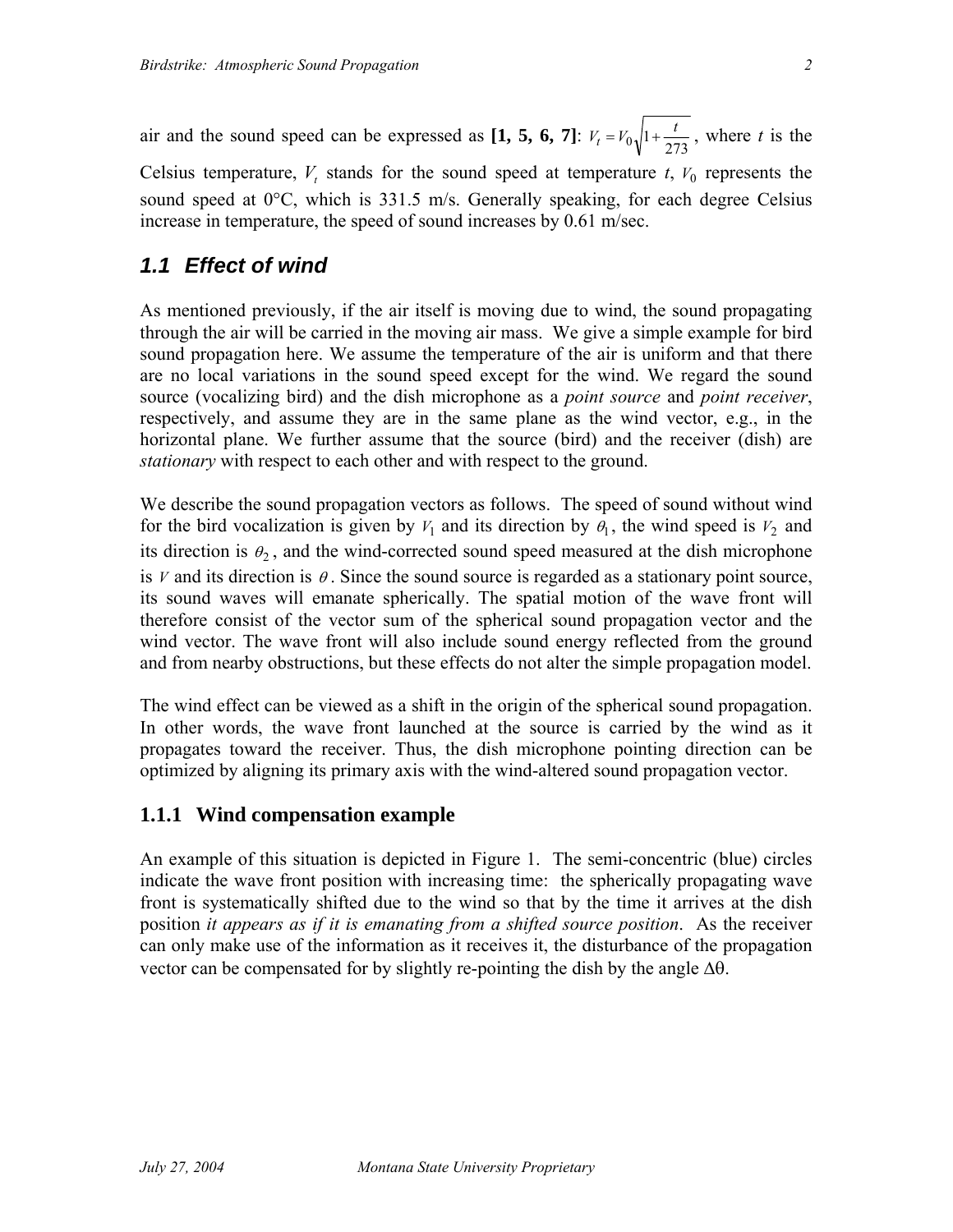air and the sound speed can be expressed as **[1, 5, 6, 7]**: $V_t = V_0\sqrt{1+\frac{t}{273}}$, where *t* is the Celsius temperature, $V_t$ stands for the sound speed at temperature *t*, $V_0$ represents the sound speed at 0°C, which is 331.5 m/s. Generally speaking, for each degree Celsius increase in temperature, the speed of sound increases by 0.61 m/sec.

## *1.1 Effect of wind*

As mentioned previously, if the air itself is moving due to wind, the sound propagating through the air will be carried in the moving air mass. We give a simple example for bird sound propagation here. We assume the temperature of the air is uniform and that there are no local variations in the sound speed except for the wind. We regard the sound source (vocalizing bird) and the dish microphone as a *point source* and *point receiver*, respectively, and assume they are in the same plane as the wind vector, e.g., in the horizontal plane. We further assume that the source (bird) and the receiver (dish) are *stationary* with respect to each other and with respect to the ground.

We describe the sound propagation vectors as follows. The speed of sound without wind for the bird vocalization is given by $V_1$ and its direction by $\theta_1$, the wind speed is $V_2$ and its direction is $\theta_2$, and the wind-corrected sound speed measured at the dish microphone is $V$ and its direction is $\theta$. Since the sound source is regarded as a stationary point source, its sound waves will emanate spherically. The spatial motion of the wave front will therefore consist of the vector sum of the spherical sound propagation vector and the wind vector. The wave front will also include sound energy reflected from the ground and from nearby obstructions, but these effects do not alter the simple propagation model.

The wind effect can be viewed as a shift in the origin of the spherical sound propagation. In other words, the wave front launched at the source is carried by the wind as it propagates toward the receiver. Thus, the dish microphone pointing direction can be optimized by aligning its primary axis with the wind-altered sound propagation vector.

### 1.1.1 Wind compensation example

An example of this situation is depicted in Figure 1. The semi-concentric (blue) circles indicate the wave front position with increasing time: the spherically propagating wave front is systematically shifted due to the wind so that by the time it arrives at the dish position *it appears as if it is emanating from a shifted source position*. As the receiver can only make use of the information as it receives it, the disturbance of the propagation vector can be compensated for by slightly re-pointing the dish by the angle $\Delta\theta$.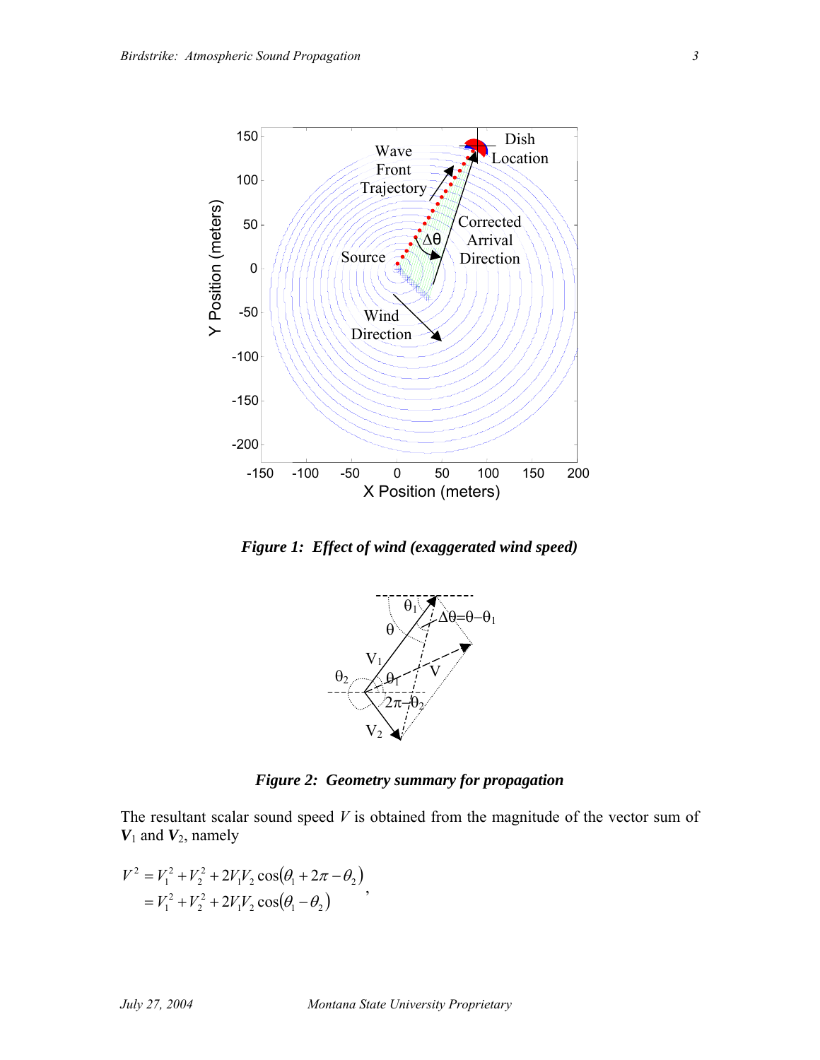*Figure 1: Effect of wind (exaggerated wind speed)*

*Figure 2: Geometry summary for propagation*

The resultant scalar sound speed $V$ is obtained from the magnitude of the vector sum of $\boldsymbol{V}_1$ and $\boldsymbol{V}_2$, namely

$$
\begin{aligned}
V^2 &= V_1^2 + V_2^2 + 2V_1V_2\cos(\theta_1 + 2\pi - \theta_2) \\
&= V_1^2 + V_2^2 + 2V_1V_2\cos(\theta_1 - \theta_2)
\end{aligned},
$$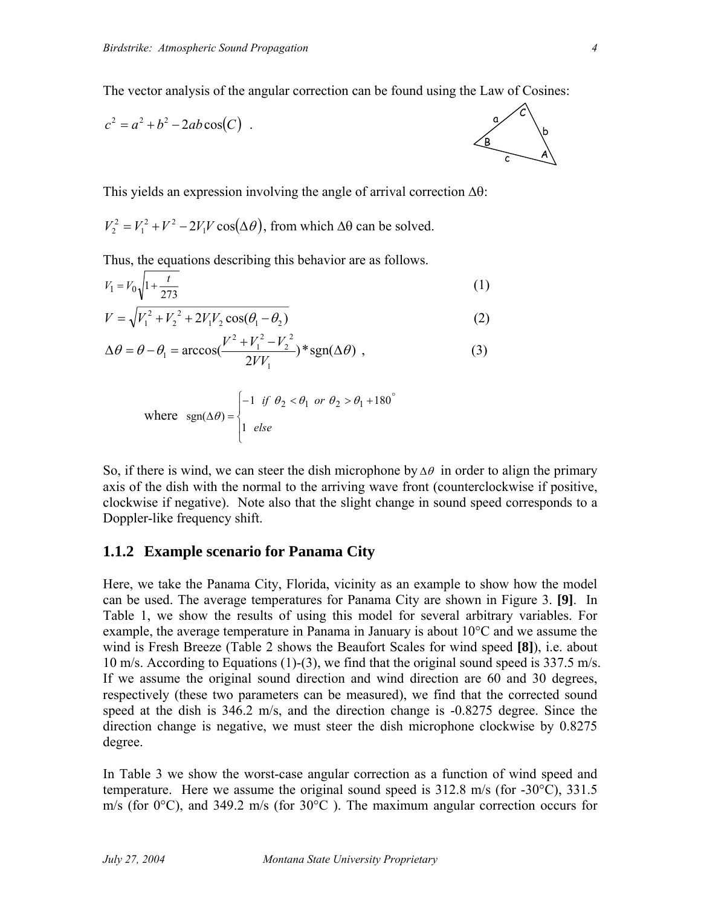The vector analysis of the angular correction can be found using the Law of Cosines:

$$c^2 = a^2 + b^2 - 2ab\cos(C)\ .$$

This yields an expression involving the angle of arrival correction $\Delta\theta$:

$V_2^2 = V_1^2 + V^2 - 2V_1V\cos(\Delta\theta)$, from which $\Delta\theta$ can be solved.

Thus, the equations describing this behavior are as follows.

$$V_1 = V_0\sqrt{1+\frac{t}{273}} \tag{1}$$

$$V = \sqrt{V_1^2 + V_2^2 + 2V_1V_2\cos(\theta_1 - \theta_2)} \tag{2}$$

$$\Delta\theta = \theta - \theta_1 = \arccos\left(\frac{V^2 + V_1^2 - V_2^2}{2VV_1}\right) * \operatorname{sgn}(\Delta\theta)\ , \tag{3}$$

where $\operatorname{sgn}(\Delta\theta) = \begin{cases} -1 & if\ \theta_2 < \theta_1\ or\ \theta_2 > \theta_1 + 180^\circ \\ 1 & else \end{cases}$

So, if there is wind, we can steer the dish microphone by $\Delta\theta$ in order to align the primary axis of the dish with the normal to the arriving wave front (counterclockwise if positive, clockwise if negative). Note also that the slight change in sound speed corresponds to a Doppler-like frequency shift.

### 1.1.2 Example scenario for Panama City

Here, we take the Panama City, Florida, vicinity as an example to show how the model can be used. The average temperatures for Panama City are shown in Figure 3. **[9]**. In Table 1, we show the results of using this model for several arbitrary variables. For example, the average temperature in Panama in January is about 10°C and we assume the wind is Fresh Breeze (Table 2 shows the Beaufort Scales for wind speed **[8]**), i.e. about 10 m/s. According to Equations (1)-(3), we find that the original sound speed is 337.5 m/s. If we assume the original sound direction and wind direction are 60 and 30 degrees, respectively (these two parameters can be measured), we find that the corrected sound speed at the dish is 346.2 m/s, and the direction change is -0.8275 degree. Since the direction change is negative, we must steer the dish microphone clockwise by 0.8275 degree.

In Table 3 we show the worst-case angular correction as a function of wind speed and temperature. Here we assume the original sound speed is 312.8 m/s (for -30°C), 331.5 m/s (for 0°C), and 349.2 m/s (for 30°C ). The maximum angular correction occurs for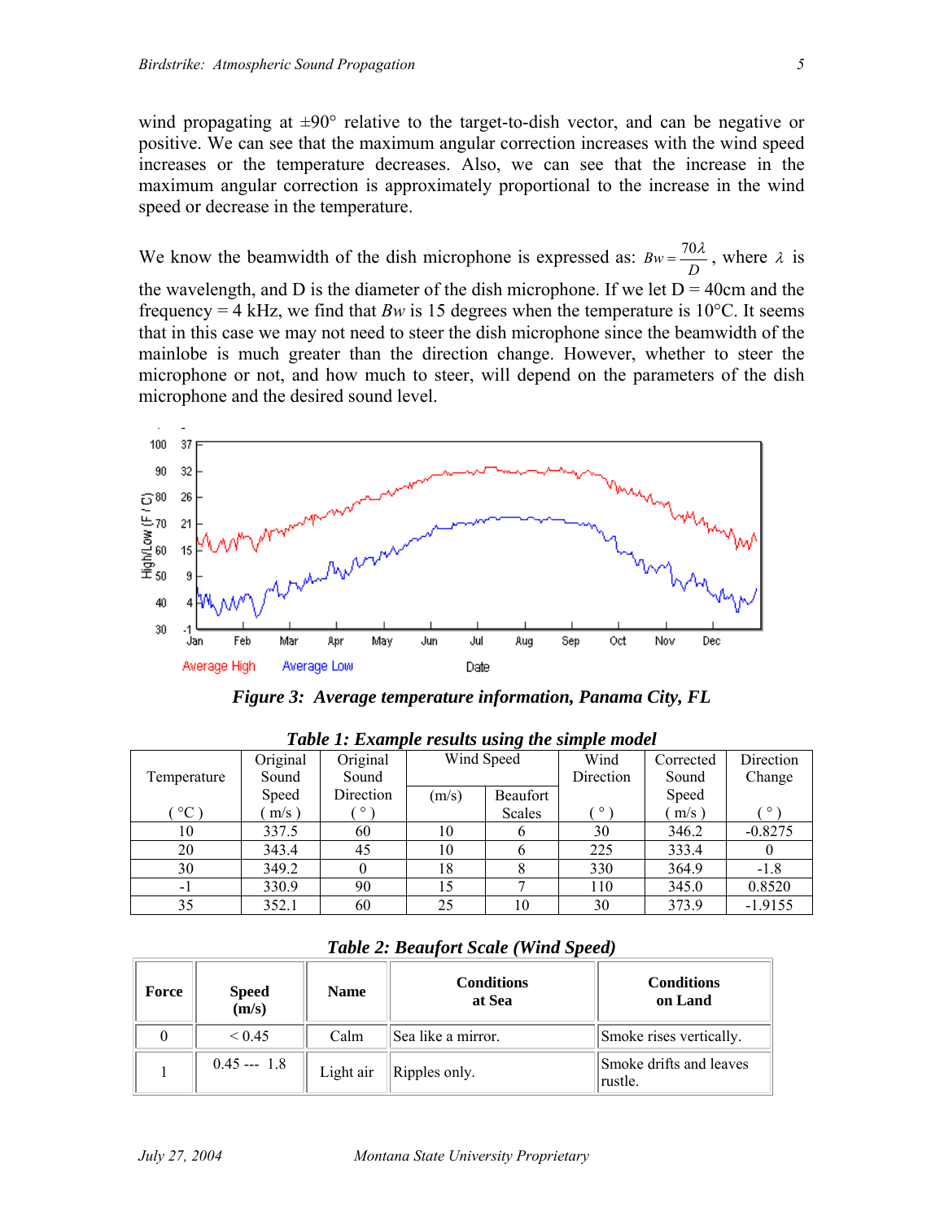wind propagating at ±90° relative to the target-to-dish vector, and can be negative or positive. We can see that the maximum angular correction increases with the wind speed increases or the temperature decreases. Also, we can see that the increase in the maximum angular correction is approximately proportional to the increase in the wind speed or decrease in the temperature.

We know the beamwidth of the dish microphone is expressed as: $Bw = \frac{70\lambda}{D}$, where $\lambda$ is the wavelength, and D is the diameter of the dish microphone. If we let D = 40cm and the frequency = 4 kHz, we find that $Bw$ is 15 degrees when the temperature is 10°C. It seems that in this case we may not need to steer the dish microphone since the beamwidth of the mainlobe is much greater than the direction change. However, whether to steer the microphone or not, and how much to steer, will depend on the parameters of the dish microphone and the desired sound level.

***Figure 3: Average temperature information, Panama City, FL***

***Table 1: Example results using the simple model***

| Temperature ( °C ) | Original Sound Speed ( m/s ) | Original Sound Direction ( ° ) | Wind Speed (m/s) | Wind Speed Beaufort Scales | Wind Direction ( ° ) | Corrected Sound Speed ( m/s ) | Direction Change ( ° ) |
|---|---|---|---|---|---|---|---|
| 10 | 337.5 | 60 | 10 | 6 | 30 | 346.2 | -0.8275 |
| 20 | 343.4 | 45 | 10 | 6 | 225 | 333.4 | 0 |
| 30 | 349.2 | 0 | 18 | 8 | 330 | 364.9 | -1.8 |
| -1 | 330.9 | 90 | 15 | 7 | 110 | 345.0 | 0.8520 |
| 35 | 352.1 | 60 | 25 | 10 | 30 | 373.9 | -1.9155 |

***Table 2: Beaufort Scale (Wind Speed)***

| **Force** | **Speed (m/s)** | **Name** | **Conditions at Sea** | **Conditions on Land** |
|---|---|---|---|---|
| 0 | < 0.45 | Calm | Sea like a mirror. | Smoke rises vertically. |
| 1 | 0.45 --- 1.8 | Light air | Ripples only. | Smoke drifts and leaves rustle. |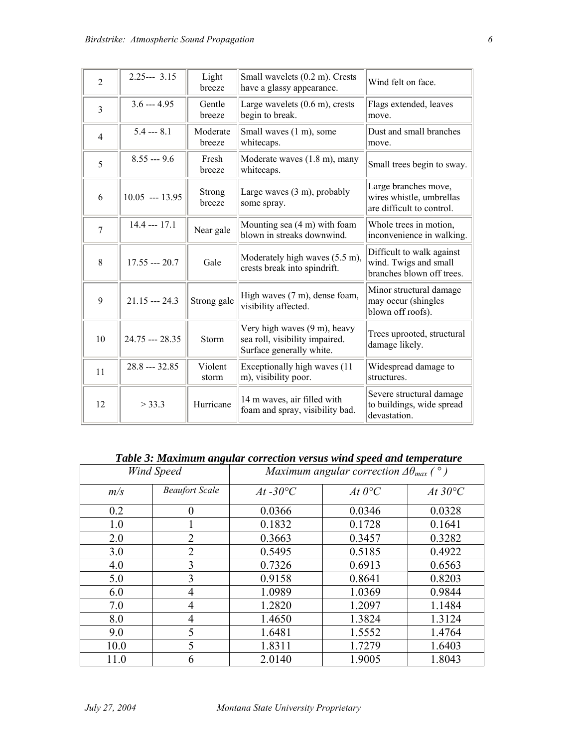| 2 | 2.25--- 3.15 | Light breeze | Small wavelets (0.2 m). Crests have a glassy appearance. | Wind felt on face. |
|---|---|---|---|---|
| 3 | 3.6 --- 4.95 | Gentle breeze | Large wavelets (0.6 m), crests begin to break. | Flags extended, leaves move. |
| 4 | 5.4 --- 8.1 | Moderate breeze | Small waves (1 m), some whitecaps. | Dust and small branches move. |
| 5 | 8.55 --- 9.6 | Fresh breeze | Moderate waves (1.8 m), many whitecaps. | Small trees begin to sway. |
| 6 | 10.05 --- 13.95 | Strong breeze | Large waves (3 m), probably some spray. | Large branches move, wires whistle, umbrellas are difficult to control. |
| 7 | 14.4 --- 17.1 | Near gale | Mounting sea (4 m) with foam blown in streaks downwind. | Whole trees in motion, inconvenience in walking. |
| 8 | 17.55 --- 20.7 | Gale | Moderately high waves (5.5 m), crests break into spindrift. | Difficult to walk against wind. Twigs and small branches blown off trees. |
| 9 | 21.15 --- 24.3 | Strong gale | High waves (7 m), dense foam, visibility affected. | Minor structural damage may occur (shingles blown off roofs). |
| 10 | 24.75 --- 28.35 | Storm | Very high waves (9 m), heavy sea roll, visibility impaired. Surface generally white. | Trees uprooted, structural damage likely. |
| 11 | 28.8 --- 32.85 | Violent storm | Exceptionally high waves (11 m), visibility poor. | Widespread damage to structures. |
| 12 | > 33.3 | Hurricane | 14 m waves, air filled with foam and spray, visibility bad. | Severe structural damage to buildings, wide spread devastation. |

***Table 3: Maximum angular correction versus wind speed and temperature***

| *Wind Speed* | | *Maximum angular correction $\Delta\theta_{max}$ ( ° )* | | |
|---|---|---|---|---|
| *m/s* | *Beaufort Scale* | *At -30°C* | *At 0°C* | *At 30°C* |
| 0.2 | 0 | 0.0366 | 0.0346 | 0.0328 |
| 1.0 | 1 | 0.1832 | 0.1728 | 0.1641 |
| 2.0 | 2 | 0.3663 | 0.3457 | 0.3282 |
| 3.0 | 2 | 0.5495 | 0.5185 | 0.4922 |
| 4.0 | 3 | 0.7326 | 0.6913 | 0.6563 |
| 5.0 | 3 | 0.9158 | 0.8641 | 0.8203 |
| 6.0 | 4 | 1.0989 | 1.0369 | 0.9844 |
| 7.0 | 4 | 1.2820 | 1.2097 | 1.1484 |
| 8.0 | 4 | 1.4650 | 1.3824 | 1.3124 |
| 9.0 | 5 | 1.6481 | 1.5552 | 1.4764 |
| 10.0 | 5 | 1.8311 | 1.7279 | 1.6403 |
| 11.0 | 6 | 2.0140 | 1.9005 | 1.8043 |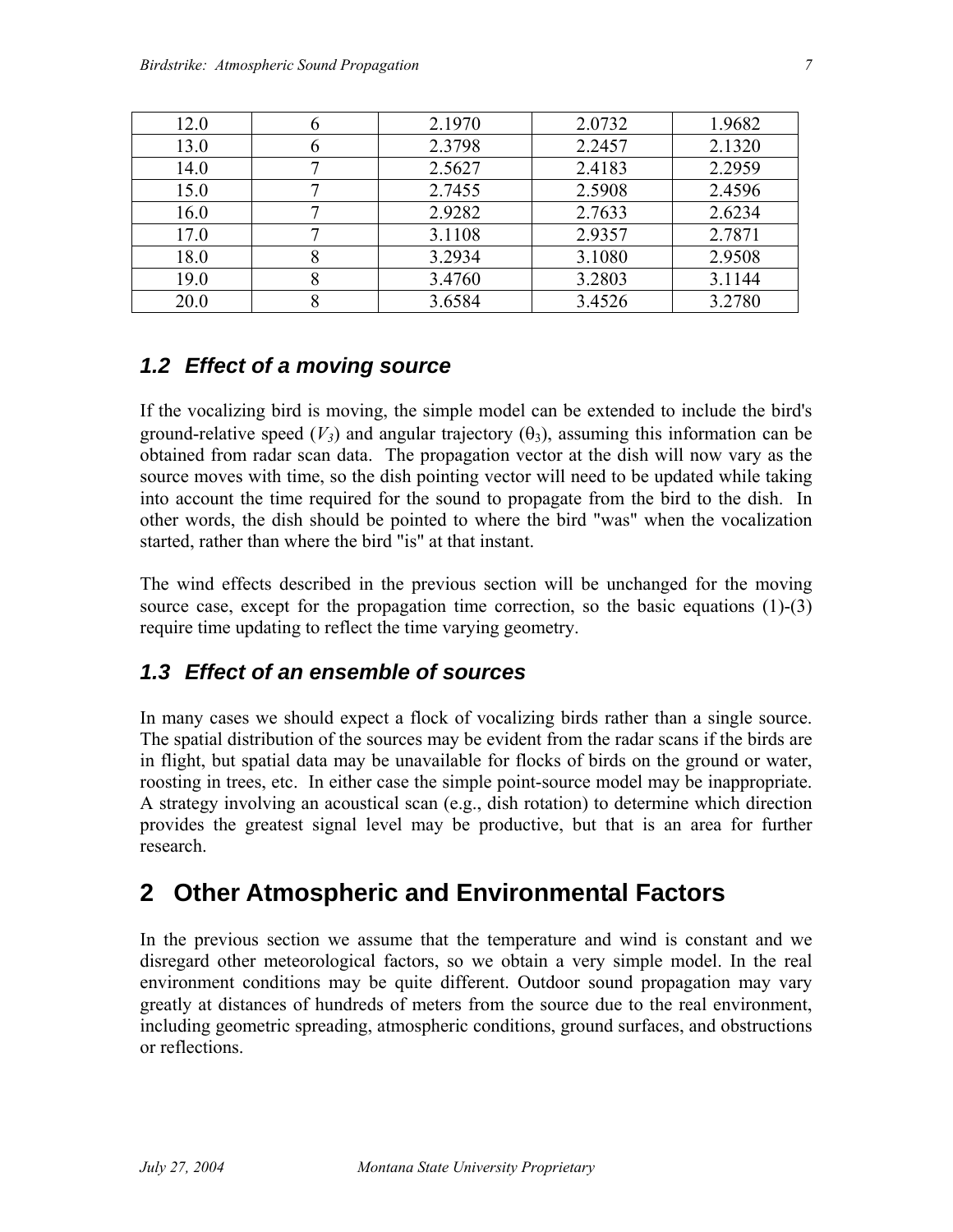| 12.0 | 6 | 2.1970 | 2.0732 | 1.9682 |
| --- | --- | --- | --- | --- |
| 13.0 | 6 | 2.3798 | 2.2457 | 2.1320 |
| 14.0 | 7 | 2.5627 | 2.4183 | 2.2959 |
| 15.0 | 7 | 2.7455 | 2.5908 | 2.4596 |
| 16.0 | 7 | 2.9282 | 2.7633 | 2.6234 |
| 17.0 | 7 | 3.1108 | 2.9357 | 2.7871 |
| 18.0 | 8 | 3.2934 | 3.1080 | 2.9508 |
| 19.0 | 8 | 3.4760 | 3.2803 | 3.1144 |
| 20.0 | 8 | 3.6584 | 3.4526 | 3.2780 |

### 1.2 Effect of a moving source

If the vocalizing bird is moving, the simple model can be extended to include the bird's ground-relative speed ($V_3$) and angular trajectory ($\theta_3$), assuming this information can be obtained from radar scan data. The propagation vector at the dish will now vary as the source moves with time, so the dish pointing vector will need to be updated while taking into account the time required for the sound to propagate from the bird to the dish. In other words, the dish should be pointed to where the bird "was" when the vocalization started, rather than where the bird "is" at that instant.

The wind effects described in the previous section will be unchanged for the moving source case, except for the propagation time correction, so the basic equations (1)-(3) require time updating to reflect the time varying geometry.

### 1.3 Effect of an ensemble of sources

In many cases we should expect a flock of vocalizing birds rather than a single source. The spatial distribution of the sources may be evident from the radar scans if the birds are in flight, but spatial data may be unavailable for flocks of birds on the ground or water, roosting in trees, etc. In either case the simple point-source model may be inappropriate. A strategy involving an acoustical scan (e.g., dish rotation) to determine which direction provides the greatest signal level may be productive, but that is an area for further research.

## 2 Other Atmospheric and Environmental Factors

In the previous section we assume that the temperature and wind is constant and we disregard other meteorological factors, so we obtain a very simple model. In the real environment conditions may be quite different. Outdoor sound propagation may vary greatly at distances of hundreds of meters from the source due to the real environment, including geometric spreading, atmospheric conditions, ground surfaces, and obstructions or reflections.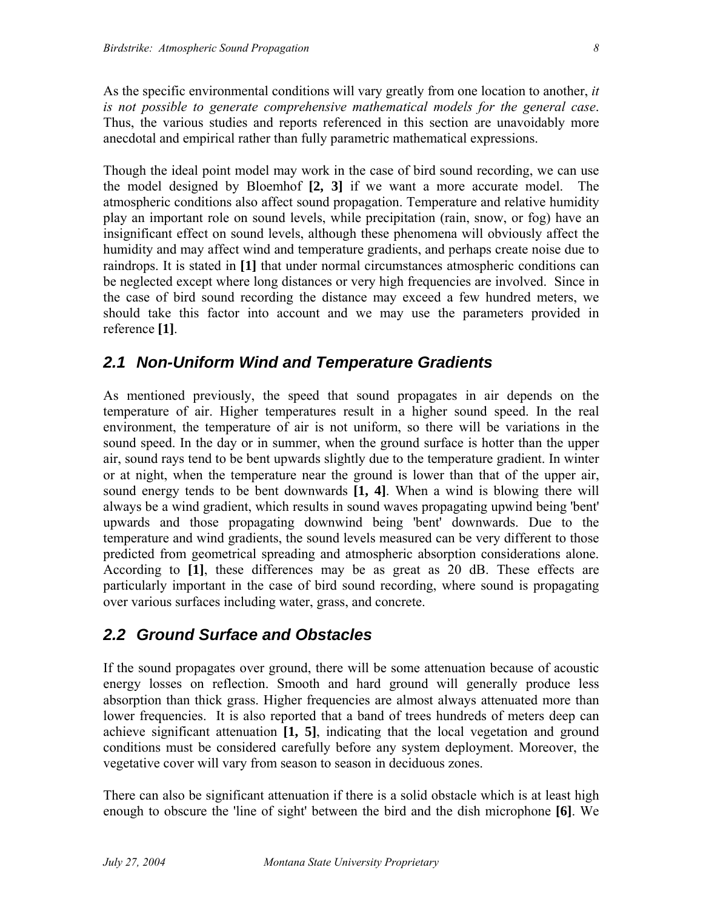As the specific environmental conditions will vary greatly from one location to another, *it is not possible to generate comprehensive mathematical models for the general case*. Thus, the various studies and reports referenced in this section are unavoidably more anecdotal and empirical rather than fully parametric mathematical expressions.

Though the ideal point model may work in the case of bird sound recording, we can use the model designed by Bloemhof **[2, 3]** if we want a more accurate model. The atmospheric conditions also affect sound propagation. Temperature and relative humidity play an important role on sound levels, while precipitation (rain, snow, or fog) have an insignificant effect on sound levels, although these phenomena will obviously affect the humidity and may affect wind and temperature gradients, and perhaps create noise due to raindrops. It is stated in **[1]** that under normal circumstances atmospheric conditions can be neglected except where long distances or very high frequencies are involved. Since in the case of bird sound recording the distance may exceed a few hundred meters, we should take this factor into account and we may use the parameters provided in reference **[1]**.

## 2.1 Non-Uniform Wind and Temperature Gradients

As mentioned previously, the speed that sound propagates in air depends on the temperature of air. Higher temperatures result in a higher sound speed. In the real environment, the temperature of air is not uniform, so there will be variations in the sound speed. In the day or in summer, when the ground surface is hotter than the upper air, sound rays tend to be bent upwards slightly due to the temperature gradient. In winter or at night, when the temperature near the ground is lower than that of the upper air, sound energy tends to be bent downwards **[1, 4]**. When a wind is blowing there will always be a wind gradient, which results in sound waves propagating upwind being 'bent' upwards and those propagating downwind being 'bent' downwards. Due to the temperature and wind gradients, the sound levels measured can be very different to those predicted from geometrical spreading and atmospheric absorption considerations alone. According to **[1]**, these differences may be as great as 20 dB. These effects are particularly important in the case of bird sound recording, where sound is propagating over various surfaces including water, grass, and concrete.

## 2.2 Ground Surface and Obstacles

If the sound propagates over ground, there will be some attenuation because of acoustic energy losses on reflection. Smooth and hard ground will generally produce less absorption than thick grass. Higher frequencies are almost always attenuated more than lower frequencies. It is also reported that a band of trees hundreds of meters deep can achieve significant attenuation **[1, 5]**, indicating that the local vegetation and ground conditions must be considered carefully before any system deployment. Moreover, the vegetative cover will vary from season to season in deciduous zones.

There can also be significant attenuation if there is a solid obstacle which is at least high enough to obscure the 'line of sight' between the bird and the dish microphone **[6]**. We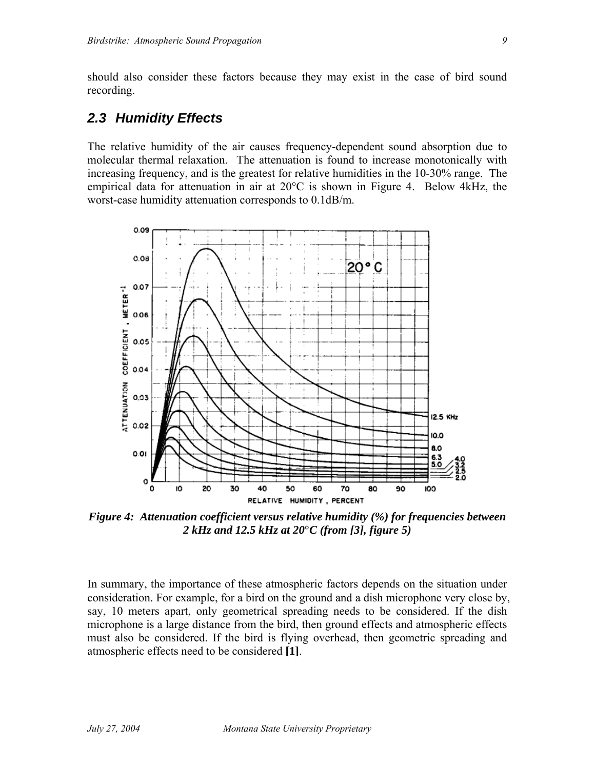should also consider these factors because they may exist in the case of bird sound recording.

## 2.3 Humidity Effects

The relative humidity of the air causes frequency-dependent sound absorption due to molecular thermal relaxation. The attenuation is found to increase monotonically with increasing frequency, and is the greatest for relative humidities in the 10-30% range. The empirical data for attenuation in air at 20°C is shown in Figure 4. Below 4kHz, the worst-case humidity attenuation corresponds to 0.1dB/m.

***Figure 4: Attenuation coefficient versus relative humidity (%) for frequencies between 2 kHz and 12.5 kHz at 20°C (from [3], figure 5)***

In summary, the importance of these atmospheric factors depends on the situation under consideration. For example, for a bird on the ground and a dish microphone very close by, say, 10 meters apart, only geometrical spreading needs to be considered. If the dish microphone is a large distance from the bird, then ground effects and atmospheric effects must also be considered. If the bird is flying overhead, then geometric spreading and atmospheric effects need to be considered **[1]**.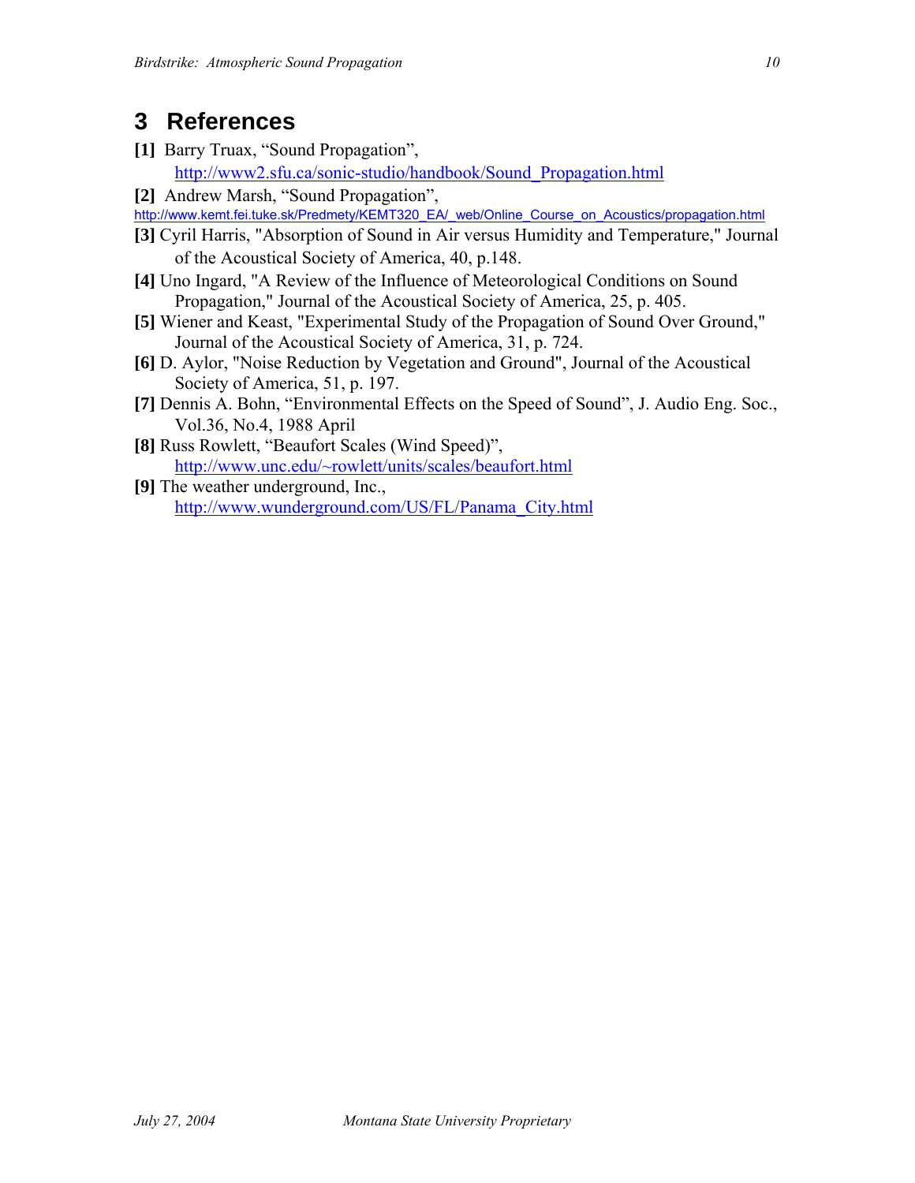# 3 References

**[1]** Barry Truax, “Sound Propagation”, http://www2.sfu.ca/sonic-studio/handbook/Sound_Propagation.html

**[2]** Andrew Marsh, “Sound Propagation”, http://www.kemt.fei.tuke.sk/Predmety/KEMT320_EA/_web/Online_Course_on_Acoustics/propagation.html

**[3]** Cyril Harris, "Absorption of Sound in Air versus Humidity and Temperature," Journal of the Acoustical Society of America, 40, p.148.

**[4]** Uno Ingard, "A Review of the Influence of Meteorological Conditions on Sound Propagation," Journal of the Acoustical Society of America, 25, p. 405.

**[5]** Wiener and Keast, "Experimental Study of the Propagation of Sound Over Ground," Journal of the Acoustical Society of America, 31, p. 724.

**[6]** D. Aylor, "Noise Reduction by Vegetation and Ground", Journal of the Acoustical Society of America, 51, p. 197.

**[7]** Dennis A. Bohn, “Environmental Effects on the Speed of Sound”, J. Audio Eng. Soc., Vol.36, No.4, 1988 April

**[8]** Russ Rowlett, “Beaufort Scales (Wind Speed)”, http://www.unc.edu/~rowlett/units/scales/beaufort.html

**[9]** The weather underground, Inc., http://www.wunderground.com/US/FL/Panama_City.html